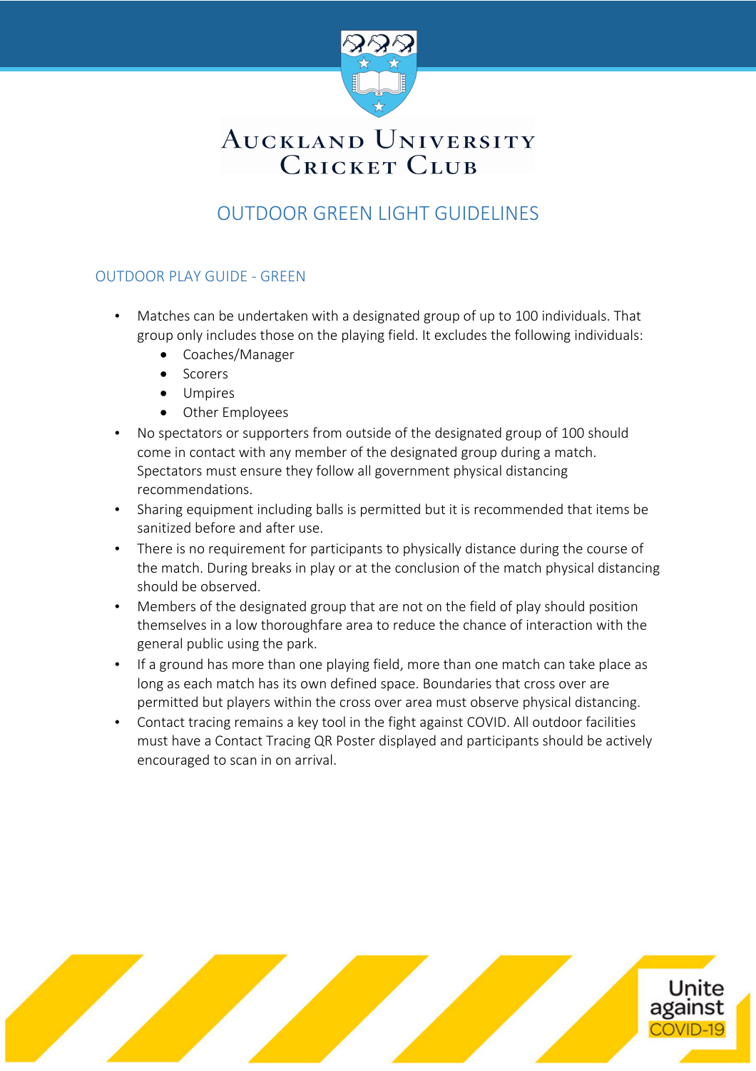# Auckland University Cricket Club

## OUTDOOR GREEN LIGHT GUIDELINES

### OUTDOOR PLAY GUIDE - GREEN

- Matches can be undertaken with a designated group of up to 100 individuals. That group only includes those on the playing field. It excludes the following individuals:
  - Coaches/Manager
  - Scorers
  - Umpires
  - Other Employees
- No spectators or supporters from outside of the designated group of 100 should come in contact with any member of the designated group during a match. Spectators must ensure they follow all government physical distancing recommendations.
- Sharing equipment including balls is permitted but it is recommended that items be sanitized before and after use.
- There is no requirement for participants to physically distance during the course of the match. During breaks in play or at the conclusion of the match physical distancing should be observed.
- Members of the designated group that are not on the field of play should position themselves in a low thoroughfare area to reduce the chance of interaction with the general public using the park.
- If a ground has more than one playing field, more than one match can take place as long as each match has its own defined space. Boundaries that cross over are permitted but players within the cross over area must observe physical distancing.
- Contact tracing remains a key tool in the fight against COVID. All outdoor facilities must have a Contact Tracing QR Poster displayed and participants should be actively encouraged to scan in on arrival.

Unite against COVID-19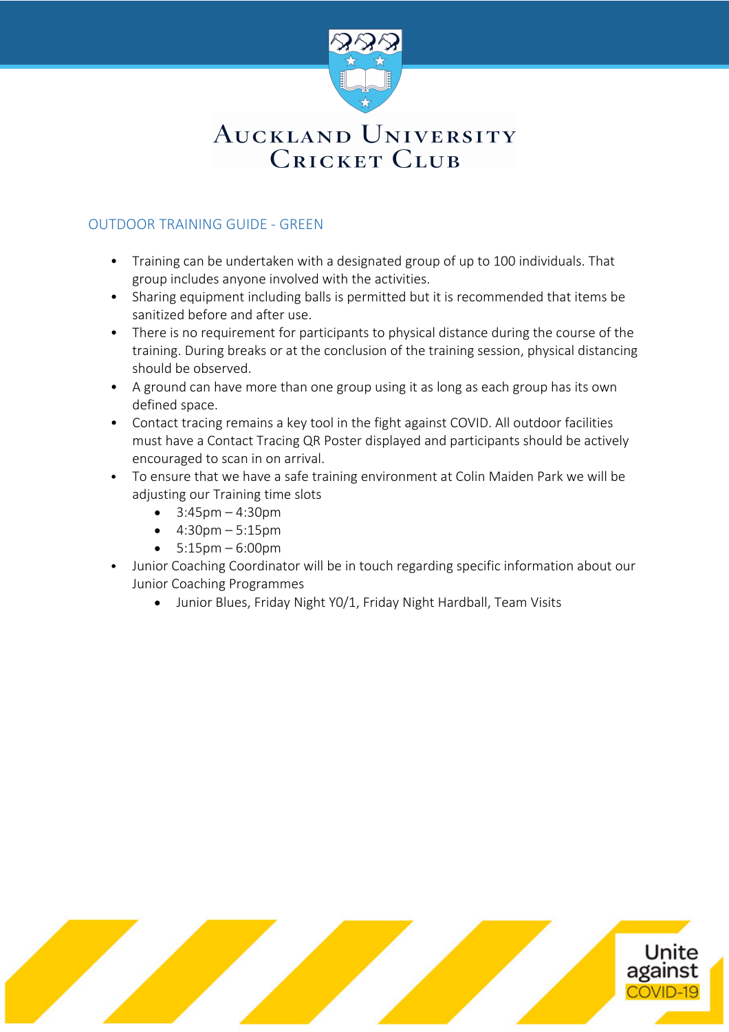# Auckland University Cricket Club

## OUTDOOR TRAINING GUIDE - GREEN

- Training can be undertaken with a designated group of up to 100 individuals. That group includes anyone involved with the activities.
- Sharing equipment including balls is permitted but it is recommended that items be sanitized before and after use.
- There is no requirement for participants to physical distance during the course of the training. During breaks or at the conclusion of the training session, physical distancing should be observed.
- A ground can have more than one group using it as long as each group has its own defined space.
- Contact tracing remains a key tool in the fight against COVID. All outdoor facilities must have a Contact Tracing QR Poster displayed and participants should be actively encouraged to scan in on arrival.
- To ensure that we have a safe training environment at Colin Maiden Park we will be adjusting our Training time slots
  - 3:45pm – 4:30pm
  - 4:30pm – 5:15pm
  - 5:15pm – 6:00pm
- Junior Coaching Coordinator will be in touch regarding specific information about our Junior Coaching Programmes
  - Junior Blues, Friday Night Y0/1, Friday Night Hardball, Team Visits

Unite against COVID-19